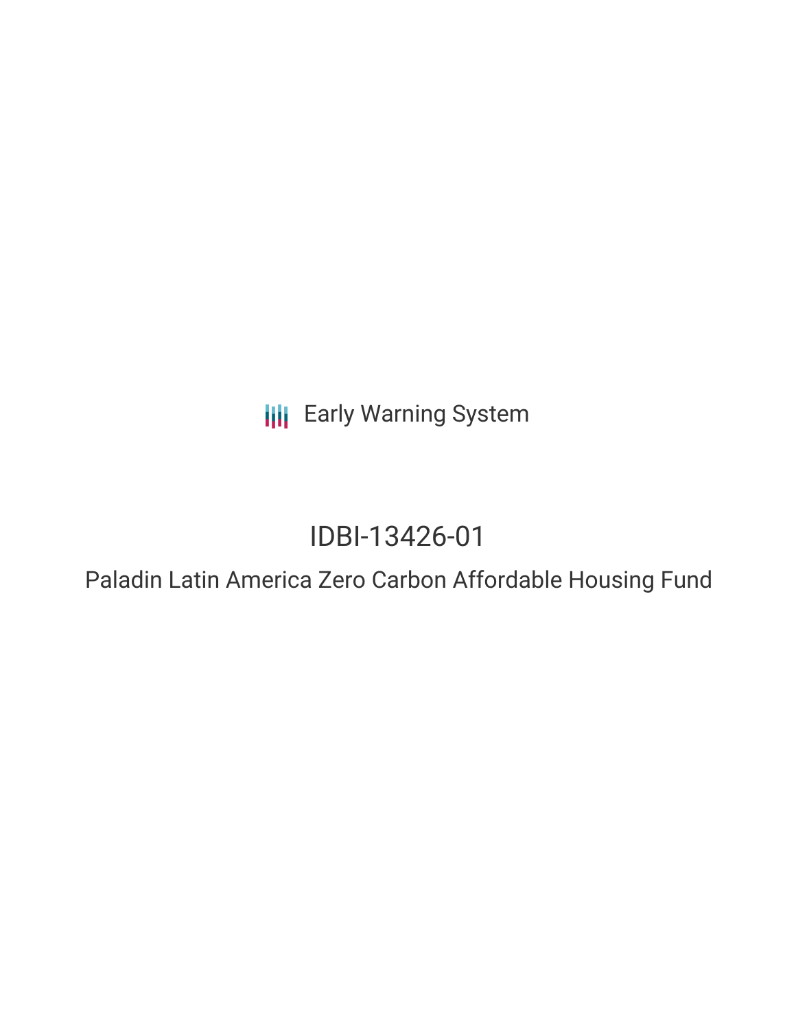Early Warning System

# IDBI-13426-01

## Paladin Latin America Zero Carbon Affordable Housing Fund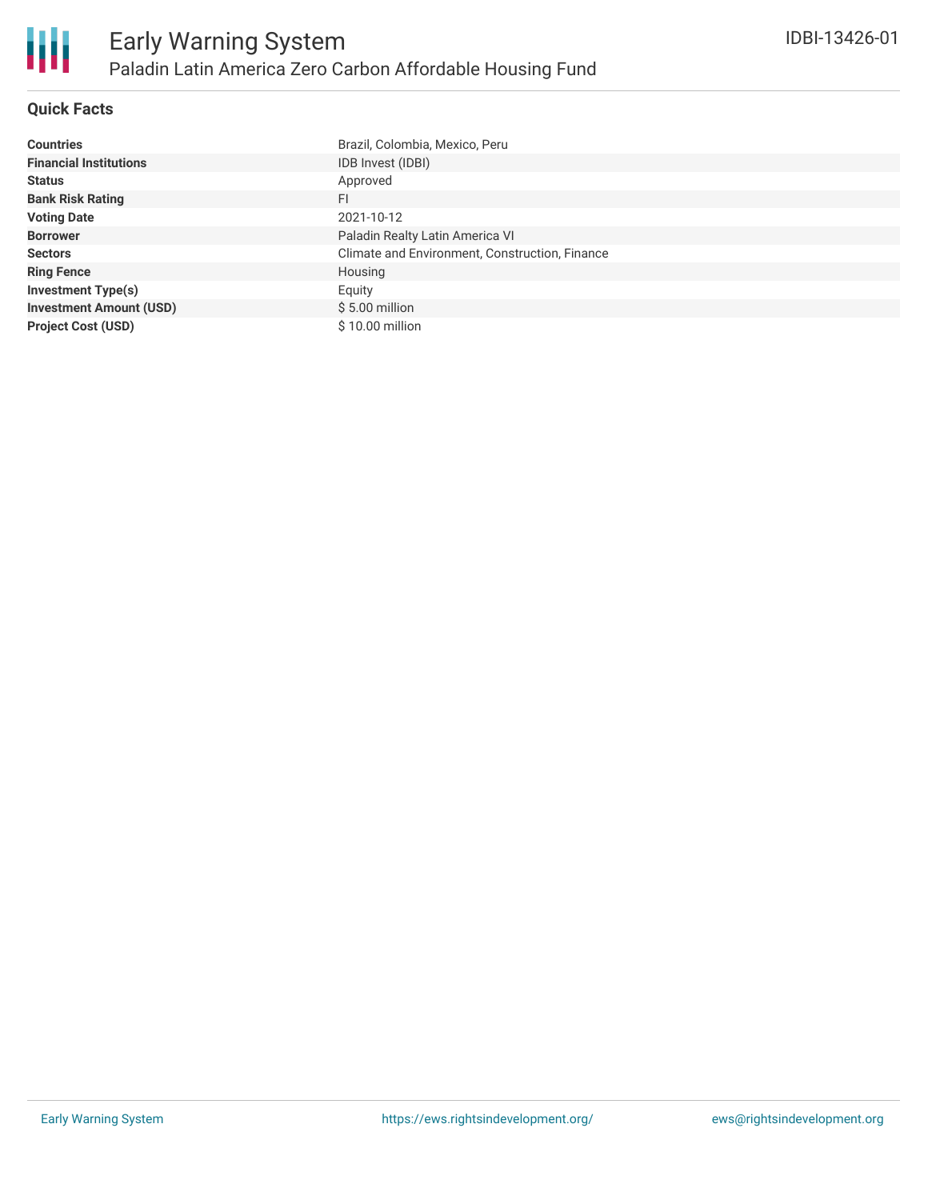## Quick Facts

| | |
|---|---|
| **Countries** | Brazil, Colombia, Mexico, Peru |
| **Financial Institutions** | IDB Invest (IDBI) |
| **Status** | Approved |
| **Bank Risk Rating** | FI |
| **Voting Date** | 2021-10-12 |
| **Borrower** | Paladin Realty Latin America VI |
| **Sectors** | Climate and Environment, Construction, Finance |
| **Ring Fence** | Housing |
| **Investment Type(s)** | Equity |
| **Investment Amount (USD)** | $ 5.00 million |
| **Project Cost (USD)** | $ 10.00 million |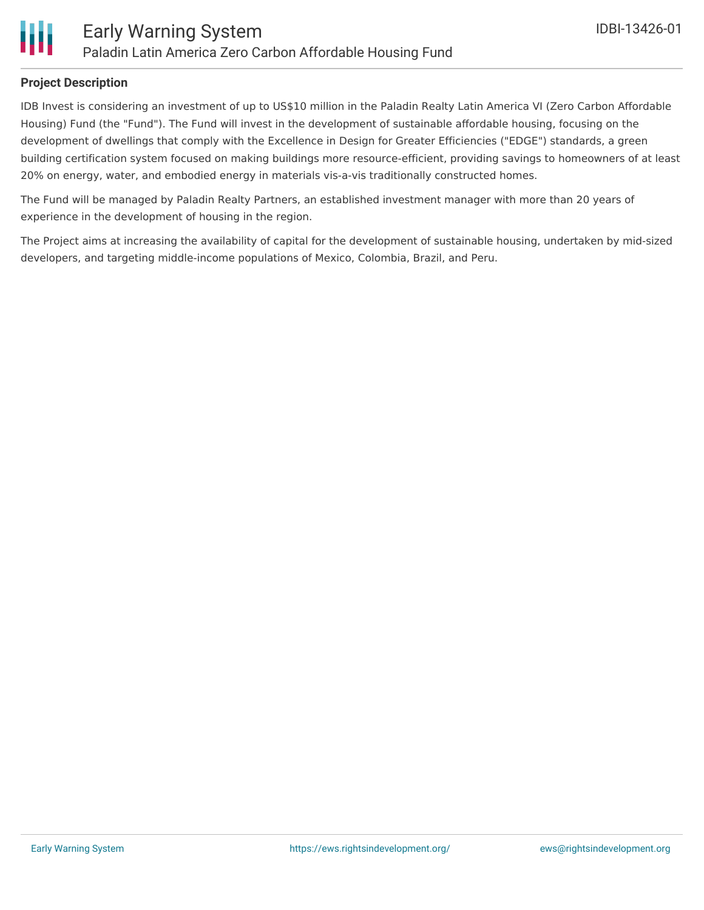## Project Description

IDB Invest is considering an investment of up to US$10 million in the Paladin Realty Latin America VI (Zero Carbon Affordable Housing) Fund (the "Fund"). The Fund will invest in the development of sustainable affordable housing, focusing on the development of dwellings that comply with the Excellence in Design for Greater Efficiencies ("EDGE") standards, a green building certification system focused on making buildings more resource-efficient, providing savings to homeowners of at least 20% on energy, water, and embodied energy in materials vis-a-vis traditionally constructed homes.

The Fund will be managed by Paladin Realty Partners, an established investment manager with more than 20 years of experience in the development of housing in the region.

The Project aims at increasing the availability of capital for the development of sustainable housing, undertaken by mid-sized developers, and targeting middle-income populations of Mexico, Colombia, Brazil, and Peru.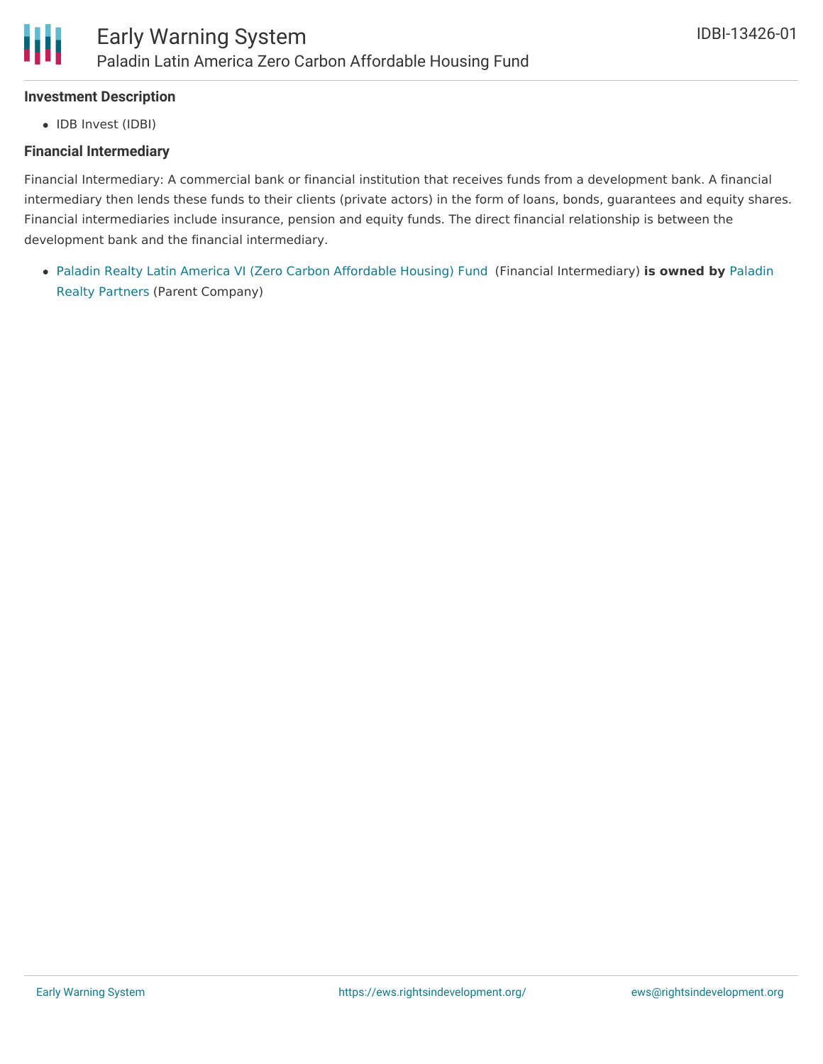### Investment Description

- IDB Invest (IDBI)

### Financial Intermediary

Financial Intermediary: A commercial bank or financial institution that receives funds from a development bank. A financial intermediary then lends these funds to their clients (private actors) in the form of loans, bonds, guarantees and equity shares. Financial intermediaries include insurance, pension and equity funds. The direct financial relationship is between the development bank and the financial intermediary.

- Paladin Realty Latin America VI (Zero Carbon Affordable Housing) Fund (Financial Intermediary) **is owned by** Paladin Realty Partners (Parent Company)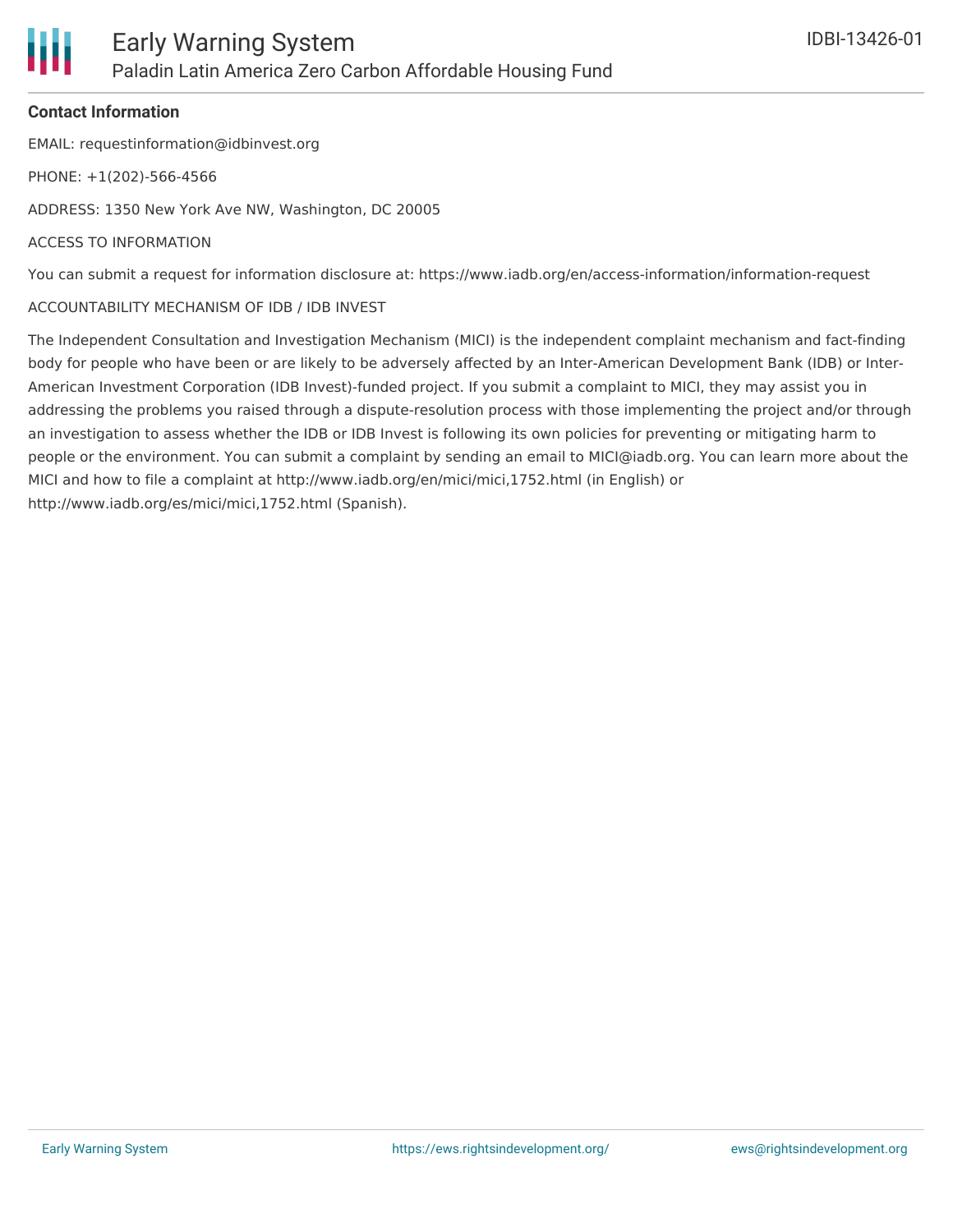### Contact Information

EMAIL: requestinformation@idbinvest.org

PHONE: +1(202)-566-4566

ADDRESS: 1350 New York Ave NW, Washington, DC 20005

ACCESS TO INFORMATION

You can submit a request for information disclosure at: https://www.iadb.org/en/access-information/information-request

ACCOUNTABILITY MECHANISM OF IDB / IDB INVEST

The Independent Consultation and Investigation Mechanism (MICI) is the independent complaint mechanism and fact-finding body for people who have been or are likely to be adversely affected by an Inter-American Development Bank (IDB) or Inter-American Investment Corporation (IDB Invest)-funded project. If you submit a complaint to MICI, they may assist you in addressing the problems you raised through a dispute-resolution process with those implementing the project and/or through an investigation to assess whether the IDB or IDB Invest is following its own policies for preventing or mitigating harm to people or the environment. You can submit a complaint by sending an email to MICI@iadb.org. You can learn more about the MICI and how to file a complaint at http://www.iadb.org/en/mici/mici,1752.html (in English) or http://www.iadb.org/es/mici/mici,1752.html (Spanish).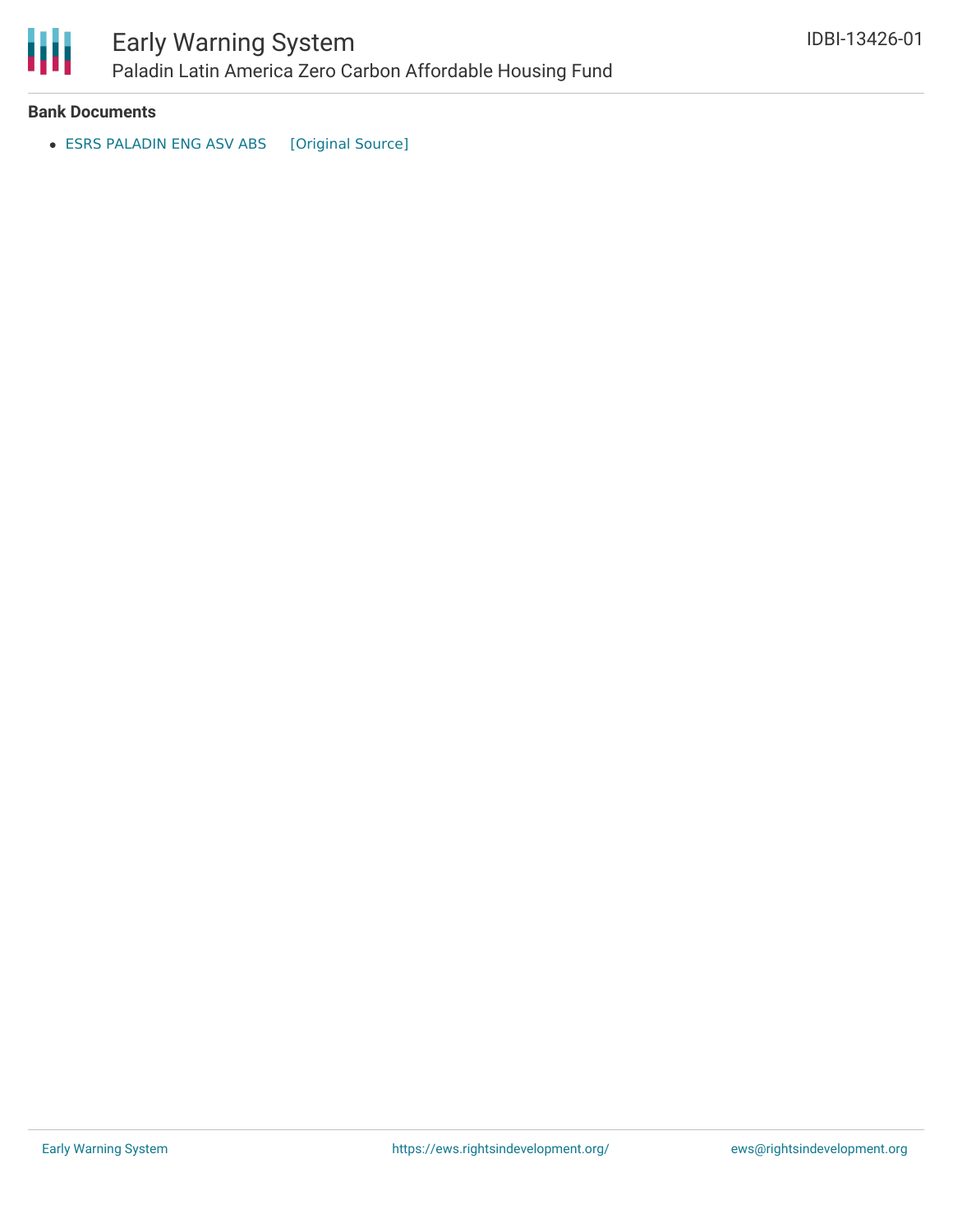**Bank Documents**

- ESRS PALADIN ENG ASV ABS [Original Source]